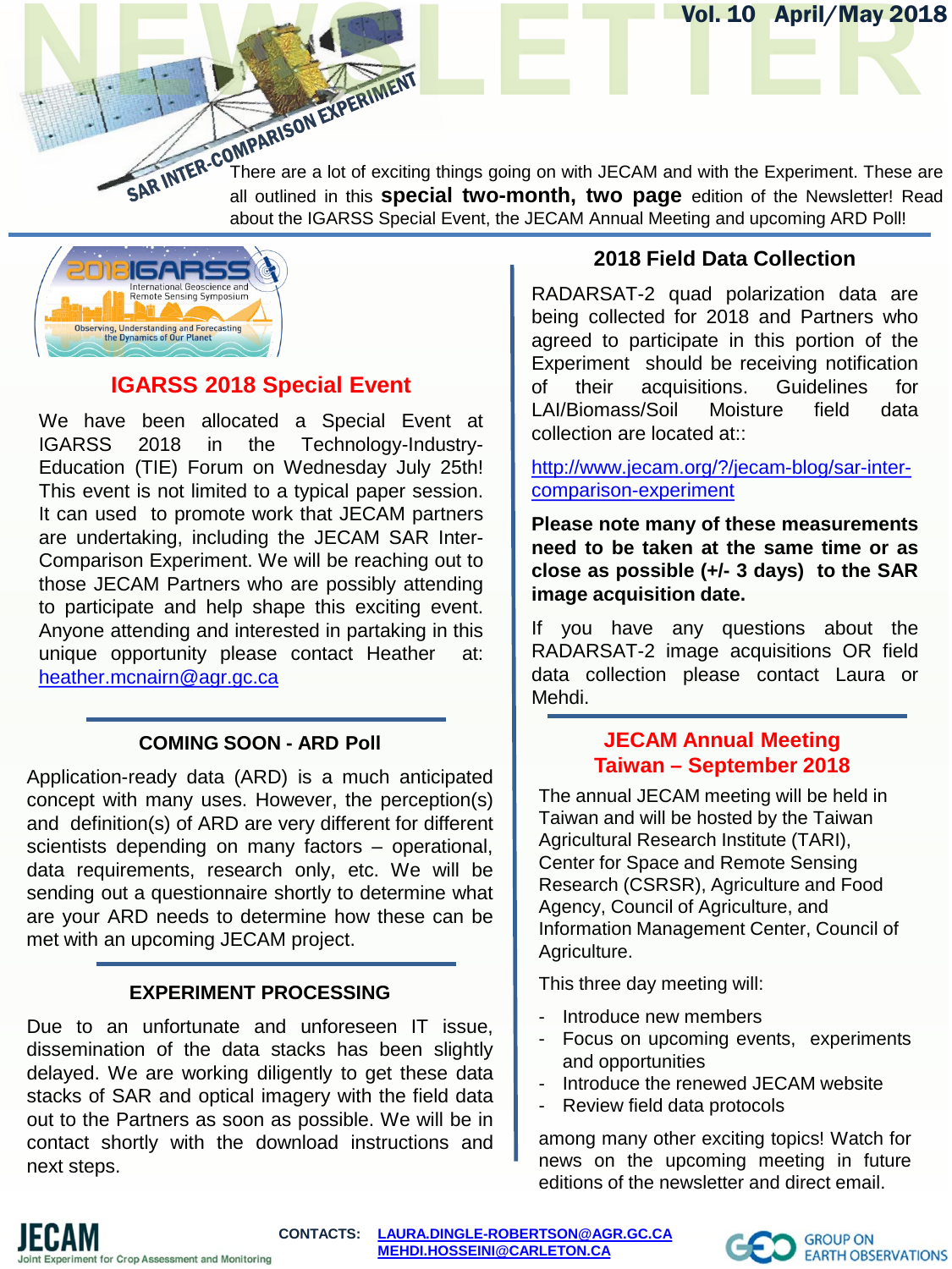# NEWSLETTER

**Vol. 10 April/May 2018**

SAR INTER-COMPARISON EXPERIMENT

There are a lot of exciting things going on with JECAM and with the Experiment. These are all outlined in this **special two-month, two page** edition of the Newsletter! Read about the IGARSS Special Event, the JECAM Annual Meeting and upcoming ARD Poll!

2018 IGARSS International Geoscience and Remote Sensing Symposium — Observing, Understanding and Forecasting the Dynamics of Our Planet

## IGARSS 2018 Special Event

We have been allocated a Special Event at IGARSS 2018 in the Technology-Industry-Education (TIE) Forum on Wednesday July 25th! This event is not limited to a typical paper session. It can used to promote work that JECAM partners are undertaking, including the JECAM SAR Inter-Comparison Experiment. We will be reaching out to those JECAM Partners who are possibly attending to participate and help shape this exciting event. Anyone attending and interested in partaking in this unique opportunity please contact Heather at: heather.mcnairn@agr.gc.ca

### COMING SOON - ARD Poll

Application-ready data (ARD) is a much anticipated concept with many uses. However, the perception(s) and definition(s) of ARD are very different for different scientists depending on many factors – operational, data requirements, research only, etc. We will be sending out a questionnaire shortly to determine what are your ARD needs to determine how these can be met with an upcoming JECAM project.

### EXPERIMENT PROCESSING

Due to an unfortunate and unforeseen IT issue, dissemination of the data stacks has been slightly delayed. We are working diligently to get these data stacks of SAR and optical imagery with the field data out to the Partners as soon as possible. We will be in contact shortly with the download instructions and next steps.

### 2018 Field Data Collection

RADARSAT-2 quad polarization data are being collected for 2018 and Partners who agreed to participate in this portion of the Experiment should be receiving notification of their acquisitions. Guidelines for LAI/Biomass/Soil Moisture field data collection are located at::

http://www.jecam.org/?/jecam-blog/sar-inter-comparison-experiment

**Please note many of these measurements need to be taken at the same time or as close as possible (+/- 3 days) to the SAR image acquisition date.**

If you have any questions about the RADARSAT-2 image acquisitions OR field data collection please contact Laura or Mehdi.

## JECAM Annual Meeting Taiwan – September 2018

The annual JECAM meeting will be held in Taiwan and will be hosted by the Taiwan Agricultural Research Institute (TARI), Center for Space and Remote Sensing Research (CSRSR), Agriculture and Food Agency, Council of Agriculture, and Information Management Center, Council of Agriculture.

This three day meeting will:

- Introduce new members
- Focus on upcoming events, experiments and opportunities
- Introduce the renewed JECAM website
- Review field data protocols

among many other exciting topics! Watch for news on the upcoming meeting in future editions of the newsletter and direct email.

JECAM Joint Experiment for Crop Assessment and Monitoring

CONTACTS: LAURA.DINGLE-ROBERTSON@AGR.GC.CA MEHDI.HOSSEINI@CARLETON.CA

GEO GROUP ON EARTH OBSERVATIONS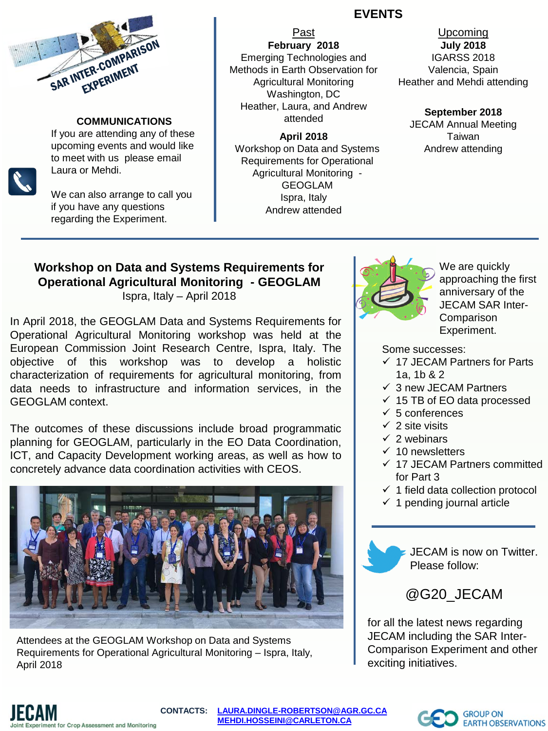SAR INTER-COMPARISON EXPERIMENT

## COMMUNICATIONS

If you are attending any of these upcoming events and would like to meet with us please email Laura or Mehdi.

We can also arrange to call you if you have any questions regarding the Experiment.

## EVENTS

### Past

**February 2018**
Emerging Technologies and Methods in Earth Observation for Agricultural Monitoring
Washington, DC
Heather, Laura, and Andrew attended

**April 2018**
Workshop on Data and Systems Requirements for Operational Agricultural Monitoring - GEOGLAM
Ispra, Italy
Andrew attended

### Upcoming

**July 2018**
IGARSS 2018
Valencia, Spain
Heather and Mehdi attending

**September 2018**
JECAM Annual Meeting
Taiwan
Andrew attending

## Workshop on Data and Systems Requirements for Operational Agricultural Monitoring - GEOGLAM

Ispra, Italy – April 2018

In April 2018, the GEOGLAM Data and Systems Requirements for Operational Agricultural Monitoring workshop was held at the European Commission Joint Research Centre, Ispra, Italy. The objective of this workshop was to develop a holistic characterization of requirements for agricultural monitoring, from data needs to infrastructure and information services, in the GEOGLAM context.

The outcomes of these discussions include broad programmatic planning for GEOGLAM, particularly in the EO Data Coordination, ICT, and Capacity Development working areas, as well as how to concretely advance data coordination activities with CEOS.

Attendees at the GEOGLAM Workshop on Data and Systems Requirements for Operational Agricultural Monitoring – Ispra, Italy, April 2018

We are quickly approaching the first anniversary of the JECAM SAR Inter-Comparison Experiment.

Some successes:

- ✓ 17 JECAM Partners for Parts 1a, 1b & 2
- ✓ 3 new JECAM Partners
- ✓ 15 TB of EO data processed
- ✓ 5 conferences
- ✓ 2 site visits
- ✓ 2 webinars
- ✓ 10 newsletters
- ✓ 17 JECAM Partners committed for Part 3
- ✓ 1 field data collection protocol
- ✓ 1 pending journal article

JECAM is now on Twitter. Please follow:

**@G20_JECAM**

for all the latest news regarding JECAM including the SAR Inter-Comparison Experiment and other exciting initiatives.

JECAM Joint Experiment for Crop Assessment and Monitoring

CONTACTS: LAURA.DINGLE-ROBERTSON@AGR.GC.CA
MEHDI.HOSSEINI@CARLETON.CA

GEO GROUP ON EARTH OBSERVATIONS